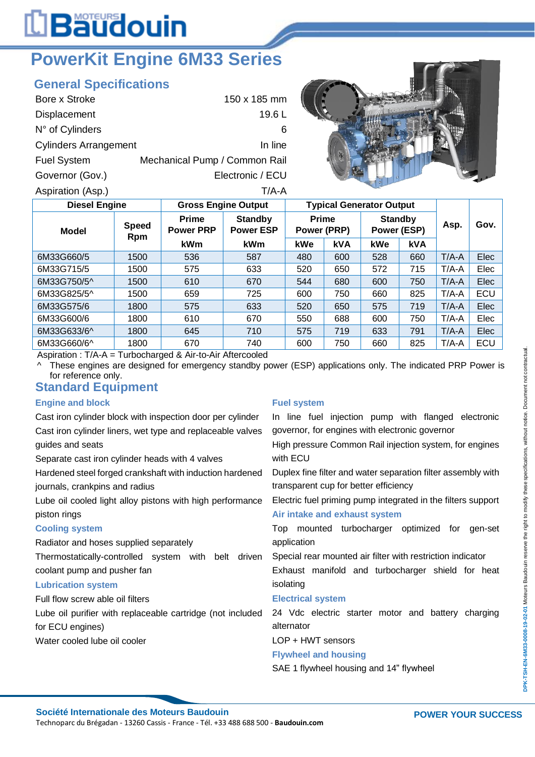# PowerKit Engine 6M33 Series

## General Specifications

| | |
|---|---|
| Bore x Stroke | 150 x 185 mm |
| Displacement | 19.6 L |
| N° of Cylinders | 6 |
| Cylinders Arrangement | In line |
| Fuel System | Mechanical Pump / Common Rail |
| Governor (Gov.) | Electronic / ECU |
| Aspiration (Asp.) | T/A-A |

| Diesel Engine | | Gross Engine Output | | Typical Generator Output | | | | Asp. | Gov. |
|---|---|---|---|---|---|---|---|---|---|
| Model | Speed Rpm | Prime Power PRP | Standby Power ESP | Prime Power (PRP) | | Standby Power (ESP) | | | |
| | | kWm | kWm | kWe | kVA | kWe | kVA | | |
| 6M33G660/5 | 1500 | 536 | 587 | 480 | 600 | 528 | 660 | T/A-A | Elec |
| 6M33G715/5 | 1500 | 575 | 633 | 520 | 650 | 572 | 715 | T/A-A | Elec |
| 6M33G750/5^ | 1500 | 610 | 670 | 544 | 680 | 600 | 750 | T/A-A | Elec |
| 6M33G825/5^ | 1500 | 659 | 725 | 600 | 750 | 660 | 825 | T/A-A | ECU |
| 6M33G575/6 | 1800 | 575 | 633 | 520 | 650 | 575 | 719 | T/A-A | Elec |
| 6M33G600/6 | 1800 | 610 | 670 | 550 | 688 | 600 | 750 | T/A-A | Elec |
| 6M33G633/6^ | 1800 | 645 | 710 | 575 | 719 | 633 | 791 | T/A-A | Elec |
| 6M33G660/6^ | 1800 | 670 | 740 | 600 | 750 | 660 | 825 | T/A-A | ECU |

Aspiration : T/A-A = Turbocharged & Air-to-Air Aftercooled

^ These engines are designed for emergency standby power (ESP) applications only. The indicated PRP Power is for reference only.

## Standard Equipment

### Engine and block

Cast iron cylinder block with inspection door per cylinder

Cast iron cylinder liners, wet type and replaceable valves guides and seats

Separate cast iron cylinder heads with 4 valves

Hardened steel forged crankshaft with induction hardened journals, crankpins and radius

Lube oil cooled light alloy pistons with high performance piston rings

### Cooling system

Radiator and hoses supplied separately

Thermostatically-controlled system with belt driven coolant pump and pusher fan

### Lubrication system

Full flow screw able oil filters

Lube oil purifier with replaceable cartridge (not included for ECU engines)

Water cooled lube oil cooler

### Fuel system

In line fuel injection pump with flanged electronic governor, for engines with electronic governor

High pressure Common Rail injection system, for engines with ECU

Duplex fine filter and water separation filter assembly with transparent cup for better efficiency

Electric fuel priming pump integrated in the filters support

### Air intake and exhaust system

Top mounted turbocharger optimized for gen-set application

Special rear mounted air filter with restriction indicator

Exhaust manifold and turbocharger shield for heat isolating

### Electrical system

24 Vdc electric starter motor and battery charging alternator

LOP + HWT sensors

### Flywheel and housing

SAE 1 flywheel housing and 14” flywheel

DPK-TSH-EN-6M33-0008-19-02-01 Moteurs Baudouin reserve the right to modify these specifications, without notice. Document not contractual.

**Société Internationale des Moteurs Baudouin**

Technoparc du Brégadan - 13260 Cassis - France - Tél. +33 488 688 500 - **Baudouin.com**

**POWER YOUR SUCCESS**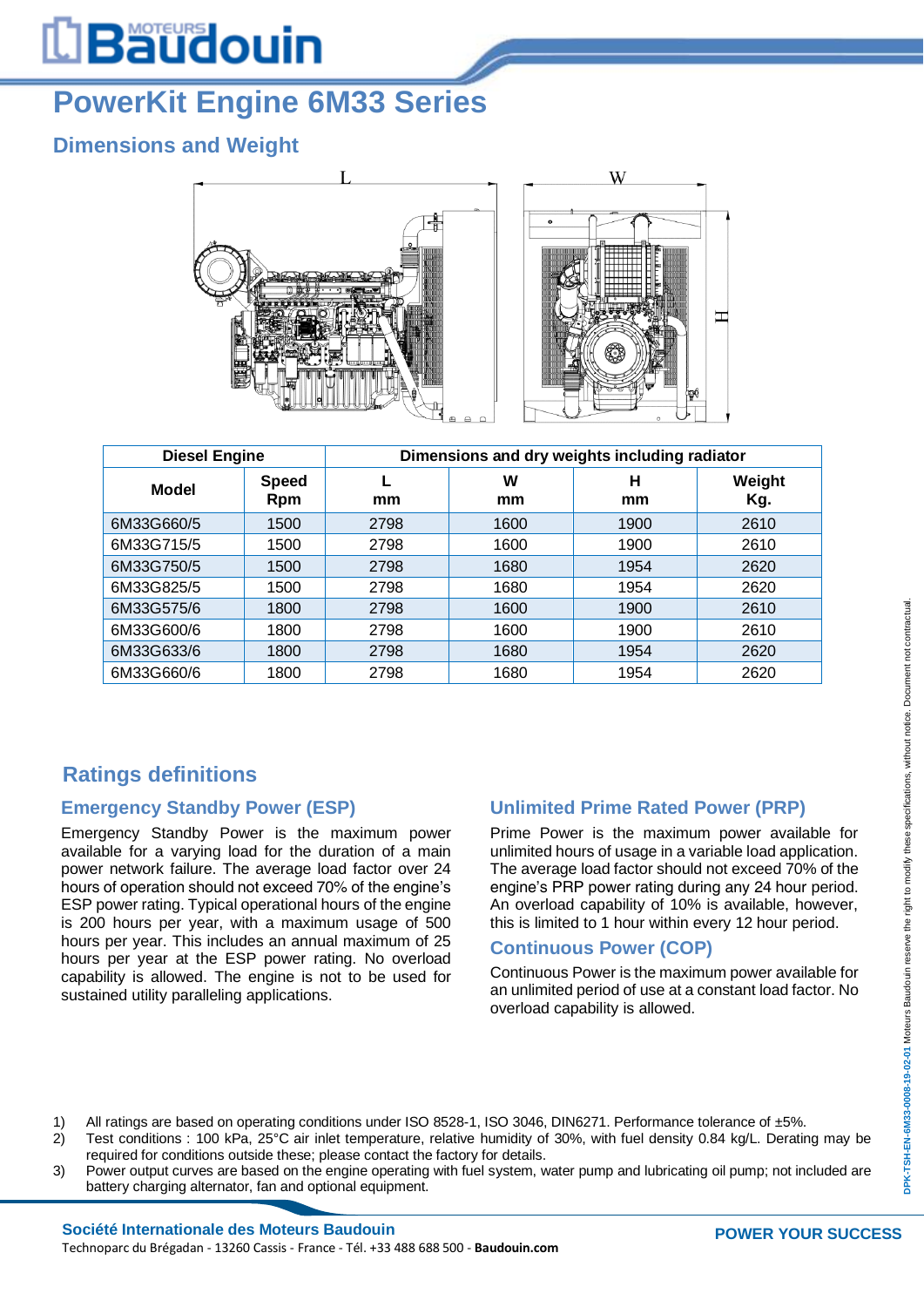# PowerKit Engine 6M33 Series

## Dimensions and Weight

L

W

H

| Diesel Engine | | Dimensions and dry weights including radiator | | | |
|---|---|---|---|---|---|
| Model | Speed Rpm | L mm | W mm | H mm | Weight Kg. |
| 6M33G660/5 | 1500 | 2798 | 1600 | 1900 | 2610 |
| 6M33G715/5 | 1500 | 2798 | 1600 | 1900 | 2610 |
| 6M33G750/5 | 1500 | 2798 | 1680 | 1954 | 2620 |
| 6M33G825/5 | 1500 | 2798 | 1680 | 1954 | 2620 |
| 6M33G575/6 | 1800 | 2798 | 1600 | 1900 | 2610 |
| 6M33G600/6 | 1800 | 2798 | 1600 | 1900 | 2610 |
| 6M33G633/6 | 1800 | 2798 | 1680 | 1954 | 2620 |
| 6M33G660/6 | 1800 | 2798 | 1680 | 1954 | 2620 |

## Ratings definitions

### Emergency Standby Power (ESP)

Emergency Standby Power is the maximum power available for a varying load for the duration of a main power network failure. The average load factor over 24 hours of operation should not exceed 70% of the engine's ESP power rating. Typical operational hours of the engine is 200 hours per year, with a maximum usage of 500 hours per year. This includes an annual maximum of 25 hours per year at the ESP power rating. No overload capability is allowed. The engine is not to be used for sustained utility paralleling applications.

### Unlimited Prime Rated Power (PRP)

Prime Power is the maximum power available for unlimited hours of usage in a variable load application. The average load factor should not exceed 70% of the engine's PRP power rating during any 24 hour period. An overload capability of 10% is available, however, this is limited to 1 hour within every 12 hour period.

### Continuous Power (COP)

Continuous Power is the maximum power available for an unlimited period of use at a constant load factor. No overload capability is allowed.

1) All ratings are based on operating conditions under ISO 8528-1, ISO 3046, DIN6271. Performance tolerance of ±5%.
2) Test conditions : 100 kPa, 25°C air inlet temperature, relative humidity of 30%, with fuel density 0.84 kg/L. Derating may be required for conditions outside these; please contact the factory for details.
3) Power output curves are based on the engine operating with fuel system, water pump and lubricating oil pump; not included are battery charging alternator, fan and optional equipment.

DPK-TSH-EN-6M33-0008-19-02-01 Moteurs Baudouin reserve the right to modify these specifications, without notice. Document not contractual.

**Société Internationale des Moteurs Baudouin**
Technoparc du Brégadan - 13260 Cassis - France - Tél. +33 488 688 500 - **Baudouin.com**

**POWER YOUR SUCCESS**